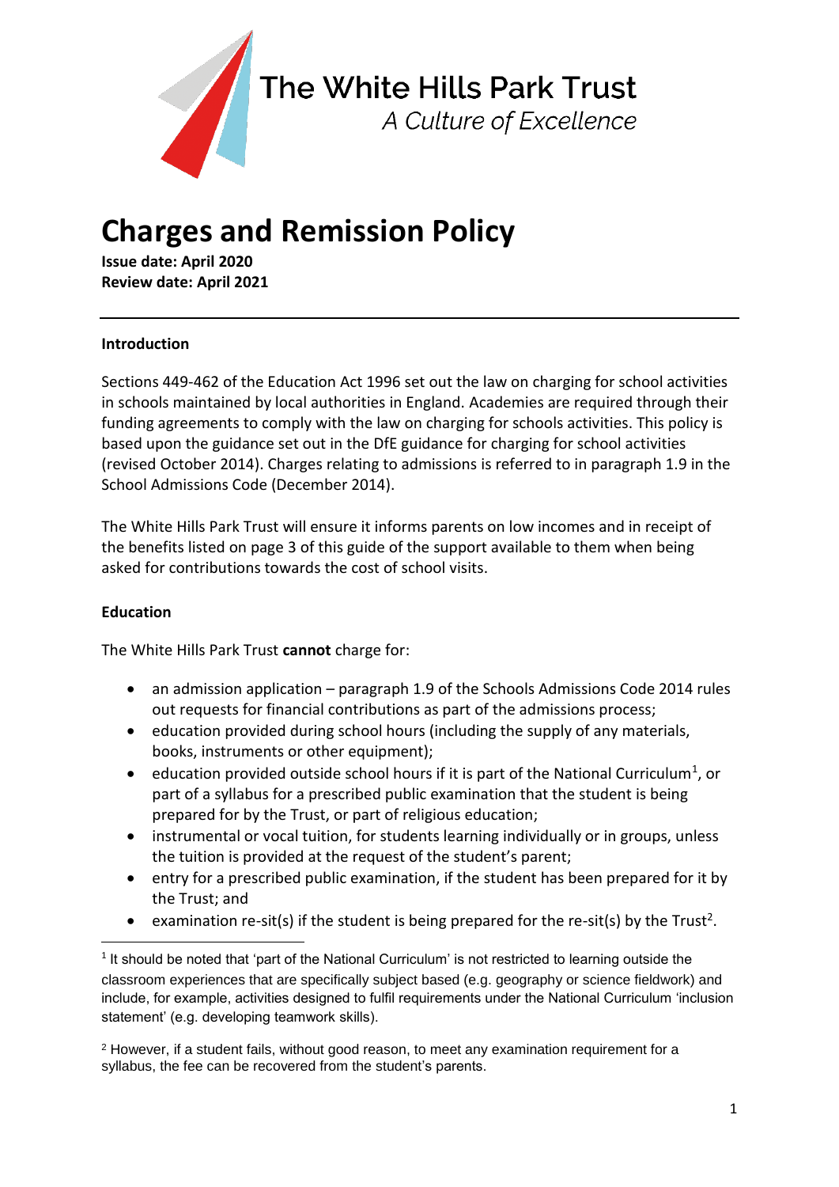The White Hills Park Trust

*A Culture of Excellence*

# Charges and Remission Policy

**Issue date: April 2020**
**Review date: April 2021**

---

**Introduction**

Sections 449-462 of the Education Act 1996 set out the law on charging for school activities in schools maintained by local authorities in England. Academies are required through their funding agreements to comply with the law on charging for schools activities. This policy is based upon the guidance set out in the DfE guidance for charging for school activities (revised October 2014). Charges relating to admissions is referred to in paragraph 1.9 in the School Admissions Code (December 2014).

The White Hills Park Trust will ensure it informs parents on low incomes and in receipt of the benefits listed on page 3 of this guide of the support available to them when being asked for contributions towards the cost of school visits.

**Education**

The White Hills Park Trust **cannot** charge for:

- an admission application – paragraph 1.9 of the Schools Admissions Code 2014 rules out requests for financial contributions as part of the admissions process;
- education provided during school hours (including the supply of any materials, books, instruments or other equipment);
- education provided outside school hours if it is part of the National Curriculum[1], or part of a syllabus for a prescribed public examination that the student is being prepared for by the Trust, or part of religious education;
- instrumental or vocal tuition, for students learning individually or in groups, unless the tuition is provided at the request of the student's parent;
- entry for a prescribed public examination, if the student has been prepared for it by the Trust; and
- examination re-sit(s) if the student is being prepared for the re-sit(s) by the Trust[2].

---

[1] It should be noted that 'part of the National Curriculum' is not restricted to learning outside the classroom experiences that are specifically subject based (e.g. geography or science fieldwork) and include, for example, activities designed to fulfil requirements under the National Curriculum 'inclusion statement' (e.g. developing teamwork skills).

[2] However, if a student fails, without good reason, to meet any examination requirement for a syllabus, the fee can be recovered from the student's parents.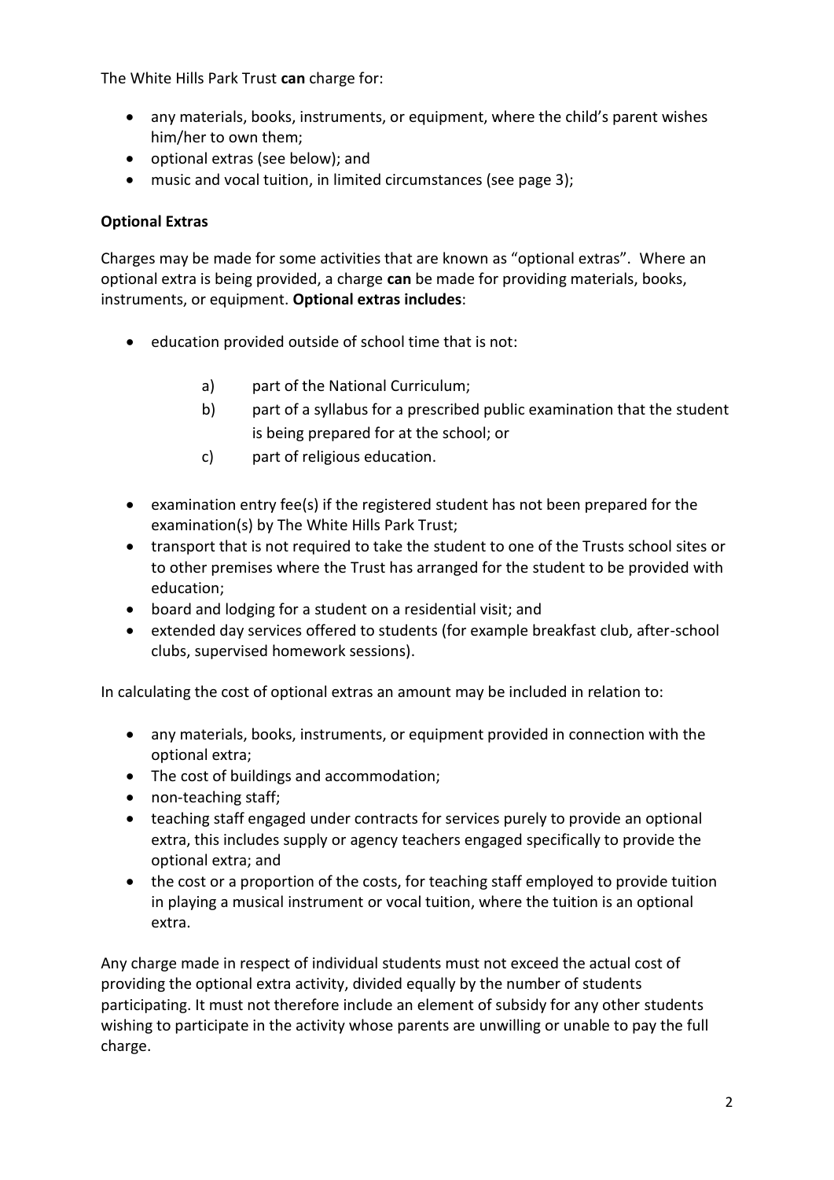The White Hills Park Trust **can** charge for:

- any materials, books, instruments, or equipment, where the child's parent wishes him/her to own them;
- optional extras (see below); and
- music and vocal tuition, in limited circumstances (see page 3);

**Optional Extras**

Charges may be made for some activities that are known as "optional extras". Where an optional extra is being provided, a charge **can** be made for providing materials, books, instruments, or equipment. **Optional extras includes**:

- education provided outside of school time that is not:
    - a) part of the National Curriculum;
    - b) part of a syllabus for a prescribed public examination that the student is being prepared for at the school; or
    - c) part of religious education.
- examination entry fee(s) if the registered student has not been prepared for the examination(s) by The White Hills Park Trust;
- transport that is not required to take the student to one of the Trusts school sites or to other premises where the Trust has arranged for the student to be provided with education;
- board and lodging for a student on a residential visit; and
- extended day services offered to students (for example breakfast club, after-school clubs, supervised homework sessions).

In calculating the cost of optional extras an amount may be included in relation to:

- any materials, books, instruments, or equipment provided in connection with the optional extra;
- The cost of buildings and accommodation;
- non-teaching staff;
- teaching staff engaged under contracts for services purely to provide an optional extra, this includes supply or agency teachers engaged specifically to provide the optional extra; and
- the cost or a proportion of the costs, for teaching staff employed to provide tuition in playing a musical instrument or vocal tuition, where the tuition is an optional extra.

Any charge made in respect of individual students must not exceed the actual cost of providing the optional extra activity, divided equally by the number of students participating. It must not therefore include an element of subsidy for any other students wishing to participate in the activity whose parents are unwilling or unable to pay the full charge.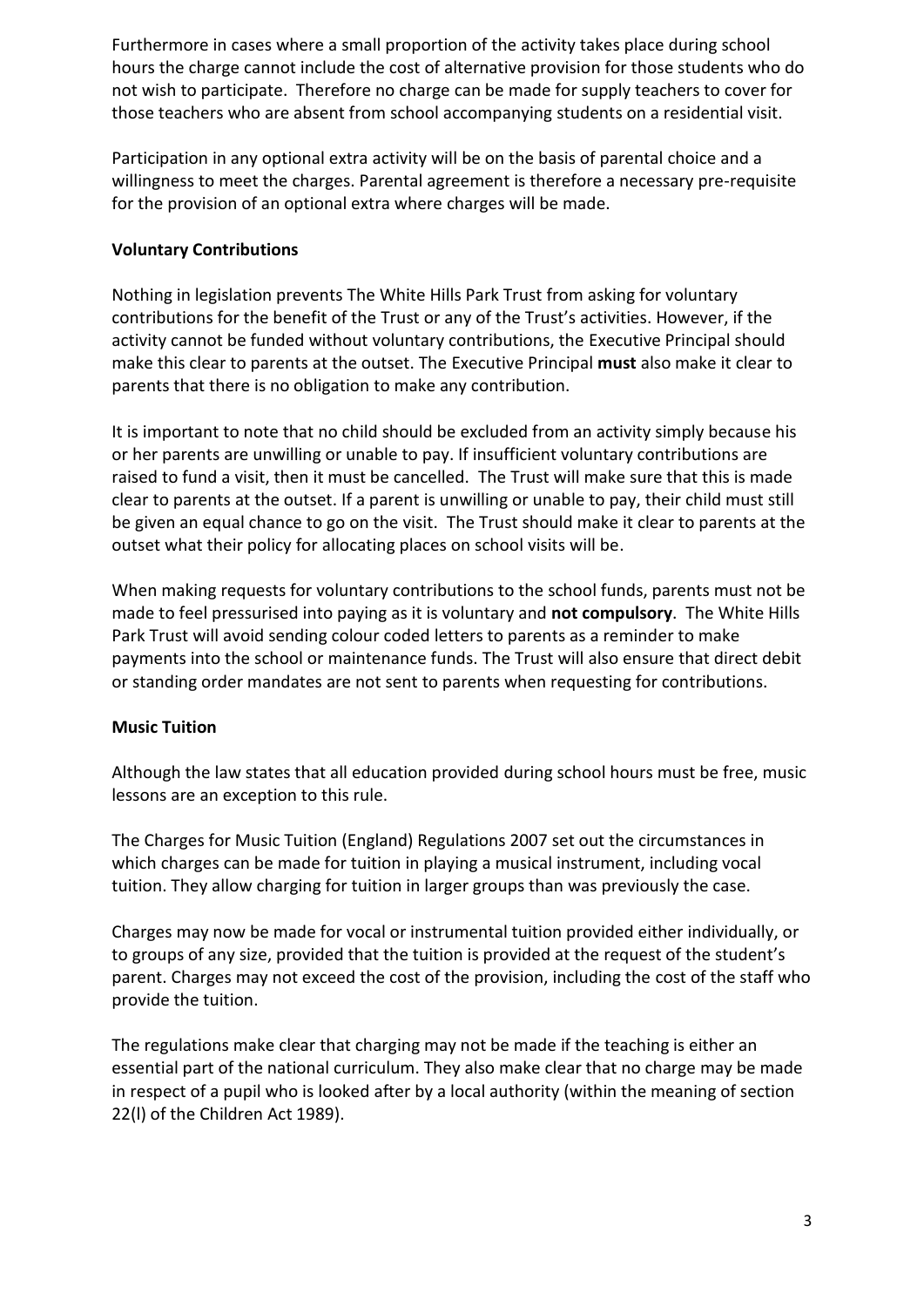Furthermore in cases where a small proportion of the activity takes place during school hours the charge cannot include the cost of alternative provision for those students who do not wish to participate. Therefore no charge can be made for supply teachers to cover for those teachers who are absent from school accompanying students on a residential visit.

Participation in any optional extra activity will be on the basis of parental choice and a willingness to meet the charges. Parental agreement is therefore a necessary pre-requisite for the provision of an optional extra where charges will be made.

**Voluntary Contributions**

Nothing in legislation prevents The White Hills Park Trust from asking for voluntary contributions for the benefit of the Trust or any of the Trust's activities. However, if the activity cannot be funded without voluntary contributions, the Executive Principal should make this clear to parents at the outset. The Executive Principal **must** also make it clear to parents that there is no obligation to make any contribution.

It is important to note that no child should be excluded from an activity simply because his or her parents are unwilling or unable to pay. If insufficient voluntary contributions are raised to fund a visit, then it must be cancelled. The Trust will make sure that this is made clear to parents at the outset. If a parent is unwilling or unable to pay, their child must still be given an equal chance to go on the visit. The Trust should make it clear to parents at the outset what their policy for allocating places on school visits will be.

When making requests for voluntary contributions to the school funds, parents must not be made to feel pressurised into paying as it is voluntary and **not compulsory**. The White Hills Park Trust will avoid sending colour coded letters to parents as a reminder to make payments into the school or maintenance funds. The Trust will also ensure that direct debit or standing order mandates are not sent to parents when requesting for contributions.

**Music Tuition**

Although the law states that all education provided during school hours must be free, music lessons are an exception to this rule.

The Charges for Music Tuition (England) Regulations 2007 set out the circumstances in which charges can be made for tuition in playing a musical instrument, including vocal tuition. They allow charging for tuition in larger groups than was previously the case.

Charges may now be made for vocal or instrumental tuition provided either individually, or to groups of any size, provided that the tuition is provided at the request of the student's parent. Charges may not exceed the cost of the provision, including the cost of the staff who provide the tuition.

The regulations make clear that charging may not be made if the teaching is either an essential part of the national curriculum. They also make clear that no charge may be made in respect of a pupil who is looked after by a local authority (within the meaning of section 22(l) of the Children Act 1989).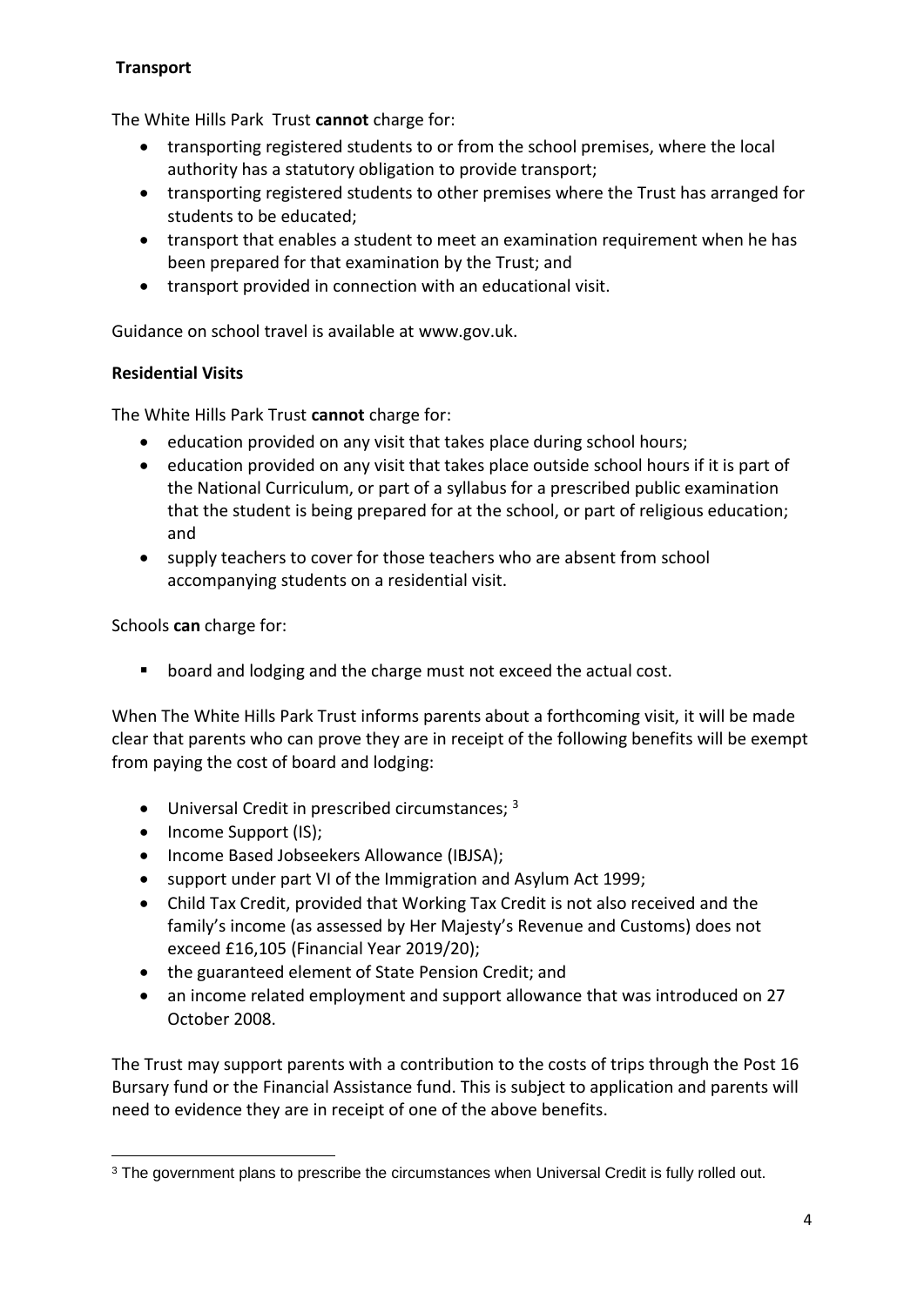**Transport**

The White Hills Park  Trust **cannot** charge for:

- transporting registered students to or from the school premises, where the local authority has a statutory obligation to provide transport;
- transporting registered students to other premises where the Trust has arranged for students to be educated;
- transport that enables a student to meet an examination requirement when he has been prepared for that examination by the Trust; and
- transport provided in connection with an educational visit.

Guidance on school travel is available at www.gov.uk.

**Residential Visits**

The White Hills Park Trust **cannot** charge for:

- education provided on any visit that takes place during school hours;
- education provided on any visit that takes place outside school hours if it is part of the National Curriculum, or part of a syllabus for a prescribed public examination that the student is being prepared for at the school, or part of religious education; and
- supply teachers to cover for those teachers who are absent from school accompanying students on a residential visit.

Schools **can** charge for:

- board and lodging and the charge must not exceed the actual cost.

When The White Hills Park Trust informs parents about a forthcoming visit, it will be made clear that parents who can prove they are in receipt of the following benefits will be exempt from paying the cost of board and lodging:

- Universal Credit in prescribed circumstances; [3]
- Income Support (IS);
- Income Based Jobseekers Allowance (IBJSA);
- support under part VI of the Immigration and Asylum Act 1999;
- Child Tax Credit, provided that Working Tax Credit is not also received and the family's income (as assessed by Her Majesty's Revenue and Customs) does not exceed £16,105 (Financial Year 2019/20);
- the guaranteed element of State Pension Credit; and
- an income related employment and support allowance that was introduced on 27 October 2008.

The Trust may support parents with a contribution to the costs of trips through the Post 16 Bursary fund or the Financial Assistance fund. This is subject to application and parents will need to evidence they are in receipt of one of the above benefits.

[3] The government plans to prescribe the circumstances when Universal Credit is fully rolled out.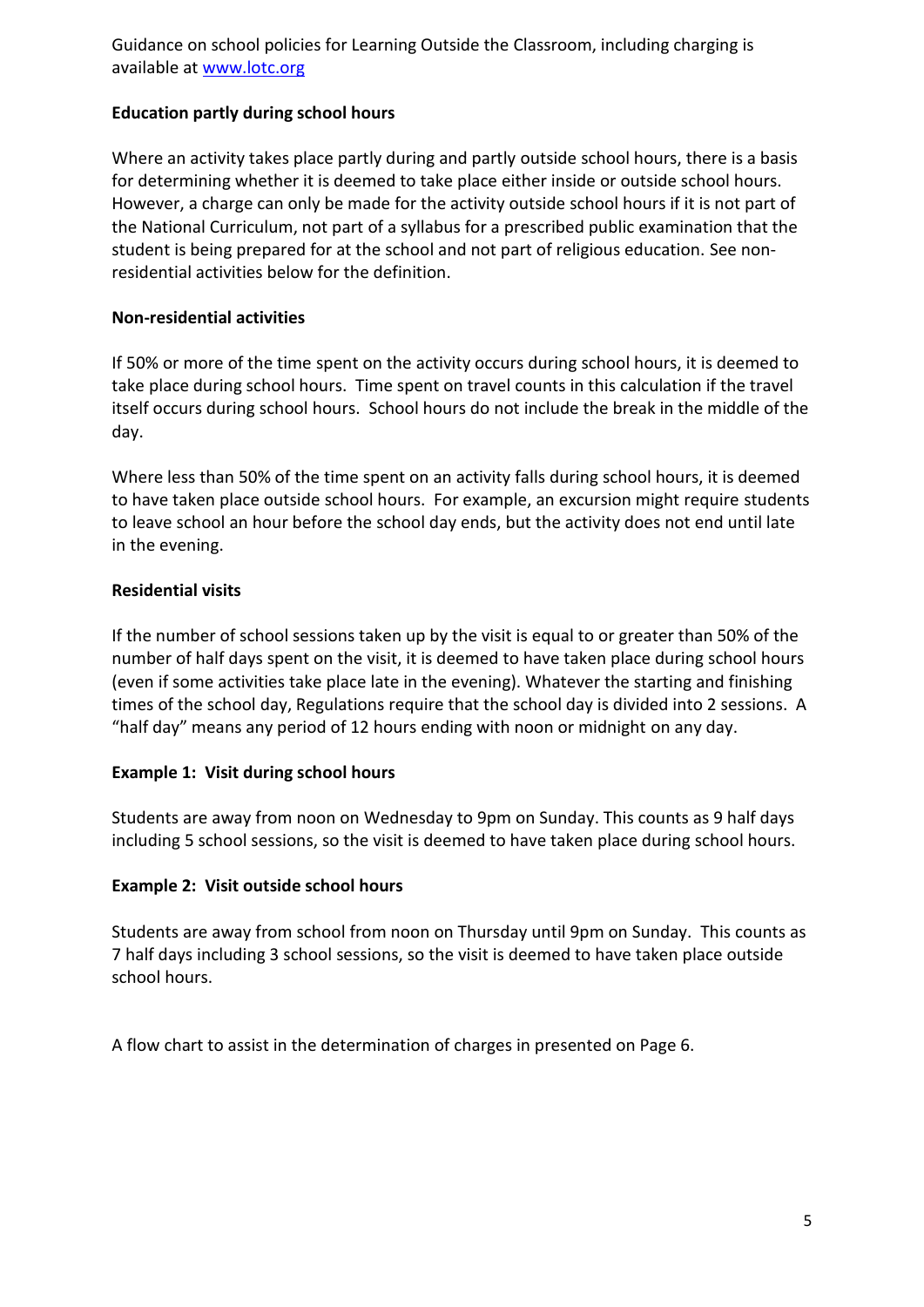Guidance on school policies for Learning Outside the Classroom, including charging is available at [www.lotc.org](http://www.lotc.org)

**Education partly during school hours**

Where an activity takes place partly during and partly outside school hours, there is a basis for determining whether it is deemed to take place either inside or outside school hours. However, a charge can only be made for the activity outside school hours if it is not part of the National Curriculum, not part of a syllabus for a prescribed public examination that the student is being prepared for at the school and not part of religious education. See non-residential activities below for the definition.

**Non-residential activities**

If 50% or more of the time spent on the activity occurs during school hours, it is deemed to take place during school hours. Time spent on travel counts in this calculation if the travel itself occurs during school hours. School hours do not include the break in the middle of the day.

Where less than 50% of the time spent on an activity falls during school hours, it is deemed to have taken place outside school hours. For example, an excursion might require students to leave school an hour before the school day ends, but the activity does not end until late in the evening.

**Residential visits**

If the number of school sessions taken up by the visit is equal to or greater than 50% of the number of half days spent on the visit, it is deemed to have taken place during school hours (even if some activities take place late in the evening). Whatever the starting and finishing times of the school day, Regulations require that the school day is divided into 2 sessions. A "half day" means any period of 12 hours ending with noon or midnight on any day.

**Example 1: Visit during school hours**

Students are away from noon on Wednesday to 9pm on Sunday. This counts as 9 half days including 5 school sessions, so the visit is deemed to have taken place during school hours.

**Example 2: Visit outside school hours**

Students are away from school from noon on Thursday until 9pm on Sunday. This counts as 7 half days including 3 school sessions, so the visit is deemed to have taken place outside school hours.

A flow chart to assist in the determination of charges in presented on Page 6.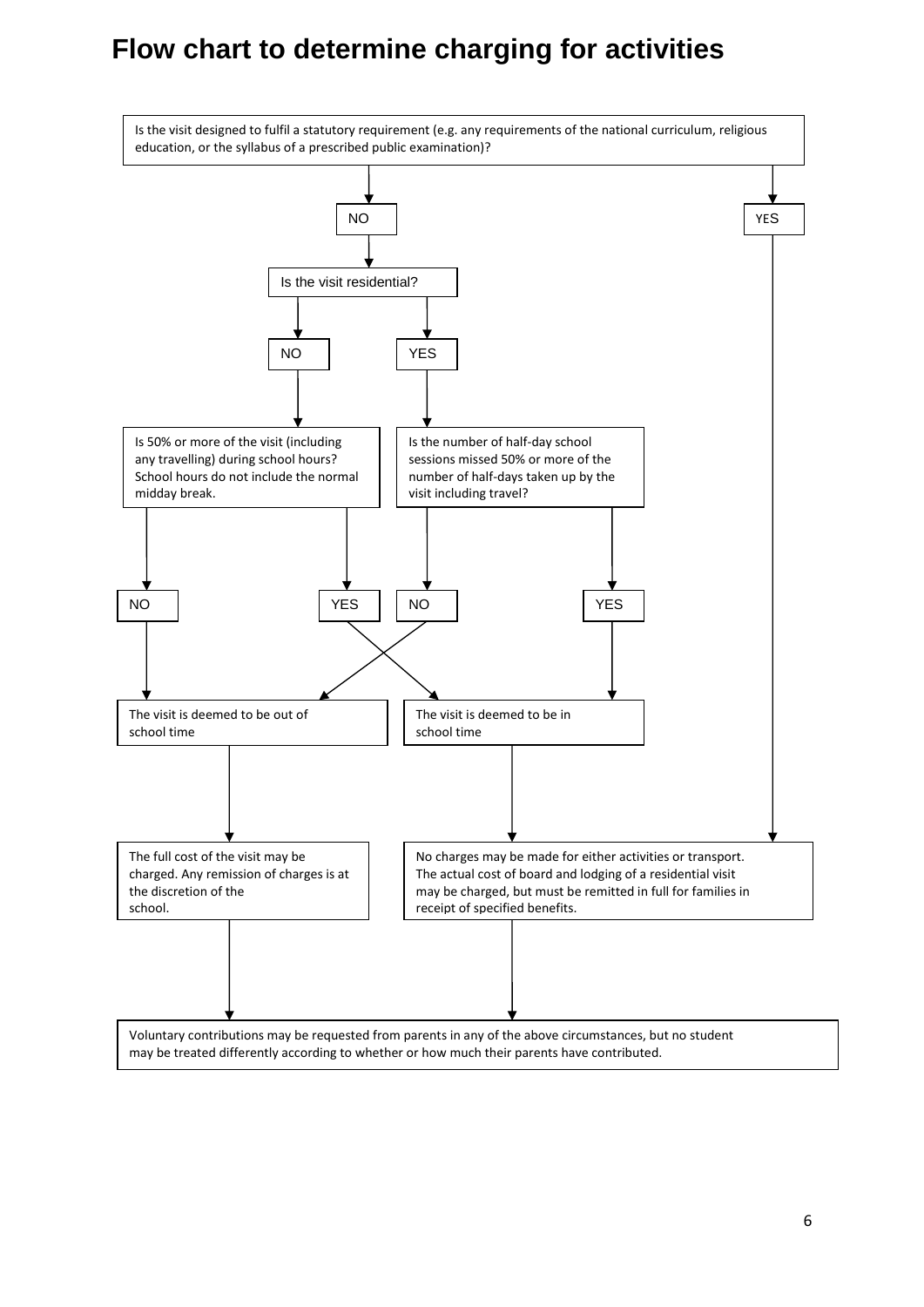# Flow chart to determine charging for activities

Is the visit designed to fulfil a statutory requirement (e.g. any requirements of the national curriculum, religious education, or the syllabus of a prescribed public examination)?

NO

YES

Is the visit residential?

NO

YES

Is 50% or more of the visit (including any travelling) during school hours? School hours do not include the normal midday break.

Is the number of half-day school sessions missed 50% or more of the number of half-days taken up by the visit including travel?

NO

YES

NO

YES

The visit is deemed to be out of school time

The visit is deemed to be in school time

The full cost of the visit may be charged. Any remission of charges is at the discretion of the school.

No charges may be made for either activities or transport. The actual cost of board and lodging of a residential visit may be charged, but must be remitted in full for families in receipt of specified benefits.

Voluntary contributions may be requested from parents in any of the above circumstances, but no student may be treated differently according to whether or how much their parents have contributed.